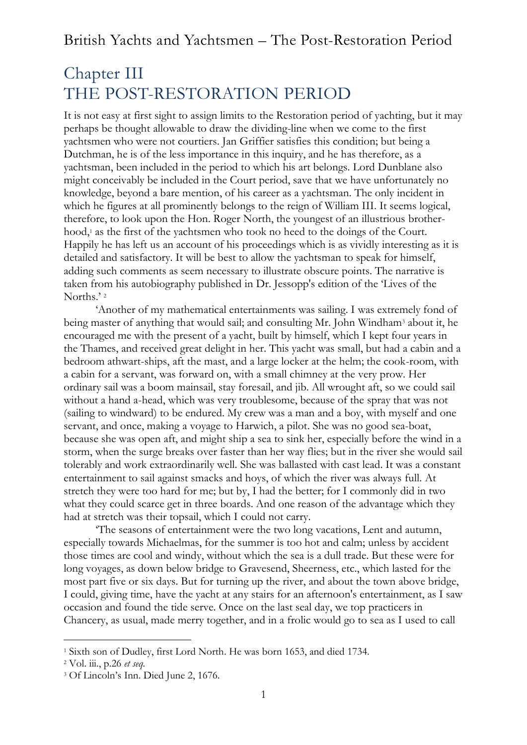# Chapter III
# THE POST-RESTORATION PERIOD

It is not easy at first sight to assign limits to the Restoration period of yachting, but it may perhaps be thought allowable to draw the dividing-line when we come to the first yachtsmen who were not courtiers. Jan Griffier satisfies this condition; but being a Dutchman, he is of the less importance in this inquiry, and he has therefore, as a yachtsman, been included in the period to which his art belongs. Lord Dunblane also might conceivably be included in the Court period, save that we have unfortunately no knowledge, beyond a bare mention, of his career as a yachtsman. The only incident in which he figures at all prominently belongs to the reign of William III. It seems logical, therefore, to look upon the Hon. Roger North, the youngest of an illustrious brotherhood,[1] as the first of the yachtsmen who took no heed to the doings of the Court. Happily he has left us an account of his proceedings which is as vividly interesting as it is detailed and satisfactory. It will be best to allow the yachtsman to speak for himself, adding such comments as seem necessary to illustrate obscure points. The narrative is taken from his autobiography published in Dr. Jessopp's edition of the 'Lives of the Norths.' [2]

'Another of my mathematical entertainments was sailing. I was extremely fond of being master of anything that would sail; and consulting Mr. John Windham[3] about it, he encouraged me with the present of a yacht, built by himself, which I kept four years in the Thames, and received great delight in her. This yacht was small, but had a cabin and a bedroom athwart-ships, aft the mast, and a large locker at the helm; the cook-room, with a cabin for a servant, was forward on, with a small chimney at the very prow. Her ordinary sail was a boom mainsail, stay foresail, and jib. All wrought aft, so we could sail without a hand a-head, which was very troublesome, because of the spray that was not (sailing to windward) to be endured. My crew was a man and a boy, with myself and one servant, and once, making a voyage to Harwich, a pilot. She was no good sea-boat, because she was open aft, and might ship a sea to sink her, especially before the wind in a storm, when the surge breaks over faster than her way flies; but in the river she would sail tolerably and work extraordinarily well. She was ballasted with cast lead. It was a constant entertainment to sail against smacks and hoys, of which the river was always full. At stretch they were too hard for me; but by, I had the better; for I commonly did in two what they could scarce get in three boards. And one reason of the advantage which they had at stretch was their topsail, which I could not carry.

'The seasons of entertainment were the two long vacations, Lent and autumn, especially towards Michaelmas, for the summer is too hot and calm; unless by accident those times are cool and windy, without which the sea is a dull trade. But these were for long voyages, as down below bridge to Gravesend, Sheerness, etc., which lasted for the most part five or six days. But for turning up the river, and about the town above bridge, I could, giving time, have the yacht at any stairs for an afternoon's entertainment, as I saw occasion and found the tide serve. Once on the last seal day, we top practicers in Chancery, as usual, made merry together, and in a frolic would go to sea as I used to call

---

[1] Sixth son of Dudley, first Lord North. He was born 1653, and died 1734.

[2] Vol. iii., p.26 *et seq.*

[3] Of Lincoln's Inn. Died June 2, 1676.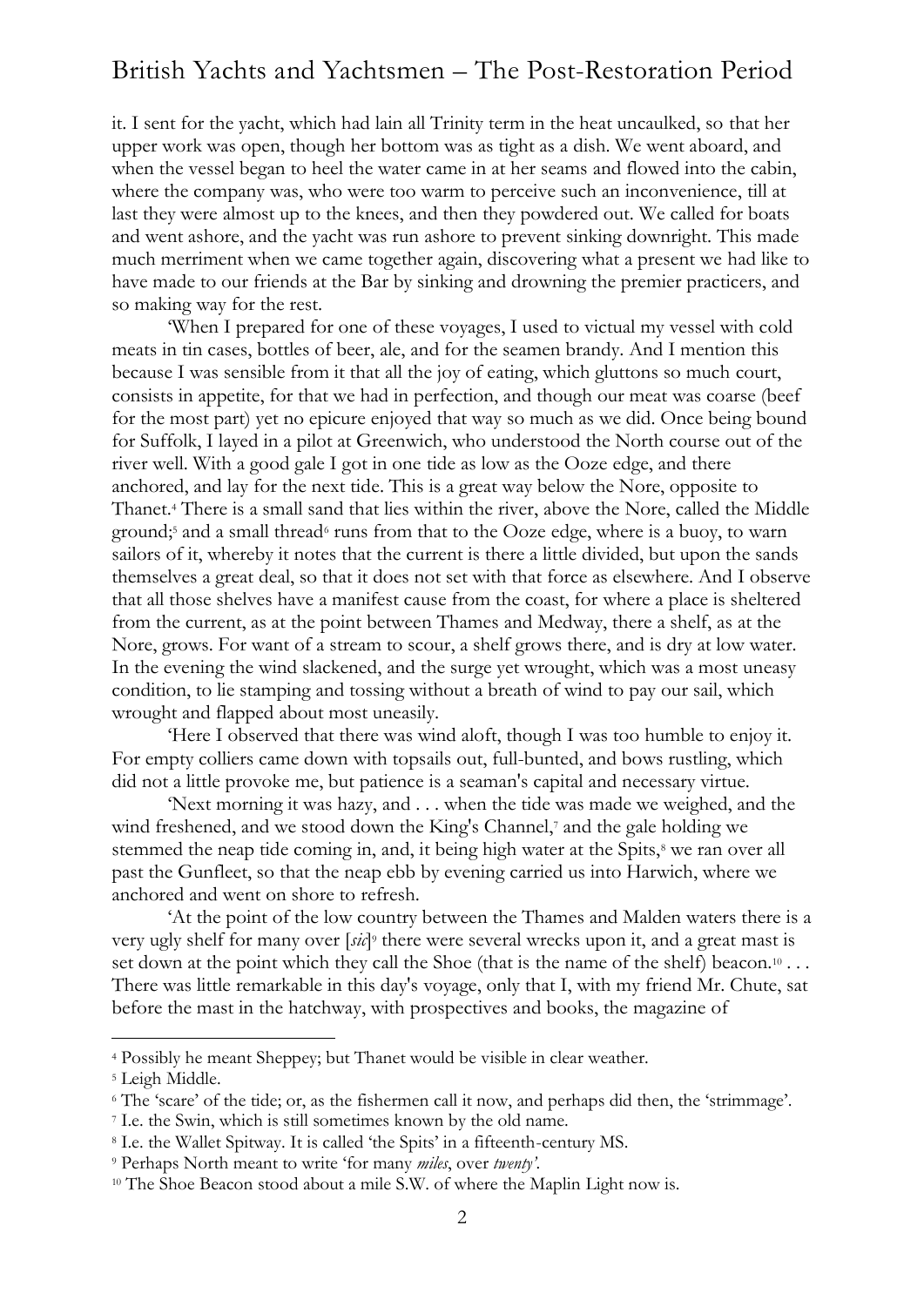it. I sent for the yacht, which had lain all Trinity term in the heat uncaulked, so that her upper work was open, though her bottom was as tight as a dish. We went aboard, and when the vessel began to heel the water came in at her seams and flowed into the cabin, where the company was, who were too warm to perceive such an inconvenience, till at last they were almost up to the knees, and then they powdered out. We called for boats and went ashore, and the yacht was run ashore to prevent sinking downright. This made much merriment when we came together again, discovering what a present we had like to have made to our friends at the Bar by sinking and drowning the premier practicers, and so making way for the rest.

'When I prepared for one of these voyages, I used to victual my vessel with cold meats in tin cases, bottles of beer, ale, and for the seamen brandy. And I mention this because I was sensible from it that all the joy of eating, which gluttons so much court, consists in appetite, for that we had in perfection, and though our meat was coarse (beef for the most part) yet no epicure enjoyed that way so much as we did. Once being bound for Suffolk, I layed in a pilot at Greenwich, who understood the North course out of the river well. With a good gale I got in one tide as low as the Ooze edge, and there anchored, and lay for the next tide. This is a great way below the Nore, opposite to Thanet.[4] There is a small sand that lies within the river, above the Nore, called the Middle ground;[5] and a small thread[6] runs from that to the Ooze edge, where is a buoy, to warn sailors of it, whereby it notes that the current is there a little divided, but upon the sands themselves a great deal, so that it does not set with that force as elsewhere. And I observe that all those shelves have a manifest cause from the coast, for where a place is sheltered from the current, as at the point between Thames and Medway, there a shelf, as at the Nore, grows. For want of a stream to scour, a shelf grows there, and is dry at low water. In the evening the wind slackened, and the surge yet wrought, which was a most uneasy condition, to lie stamping and tossing without a breath of wind to pay our sail, which wrought and flapped about most uneasily.

'Here I observed that there was wind aloft, though I was too humble to enjoy it. For empty colliers came down with topsails out, full-bunted, and bows rustling, which did not a little provoke me, but patience is a seaman's capital and necessary virtue.

'Next morning it was hazy, and . . . when the tide was made we weighed, and the wind freshened, and we stood down the King's Channel,[7] and the gale holding we stemmed the neap tide coming in, and, it being high water at the Spits,[8] we ran over all past the Gunfleet, so that the neap ebb by evening carried us into Harwich, where we anchored and went on shore to refresh.

'At the point of the low country between the Thames and Malden waters there is a very ugly shelf for many over [*sic*][9] there were several wrecks upon it, and a great mast is set down at the point which they call the Shoe (that is the name of the shelf) beacon.[10] . . . There was little remarkable in this day's voyage, only that I, with my friend Mr. Chute, sat before the mast in the hatchway, with prospectives and books, the magazine of

---

[4] Possibly he meant Sheppey; but Thanet would be visible in clear weather.

[5] Leigh Middle.

[6] The 'scare' of the tide; or, as the fishermen call it now, and perhaps did then, the 'strimmage'.

[7] I.e. the Swin, which is still sometimes known by the old name.

[8] I.e. the Wallet Spitway. It is called 'the Spits' in a fifteenth-century MS.

[9] Perhaps North meant to write 'for many *miles*, over *twenty*'.

[10] The Shoe Beacon stood about a mile S.W. of where the Maplin Light now is.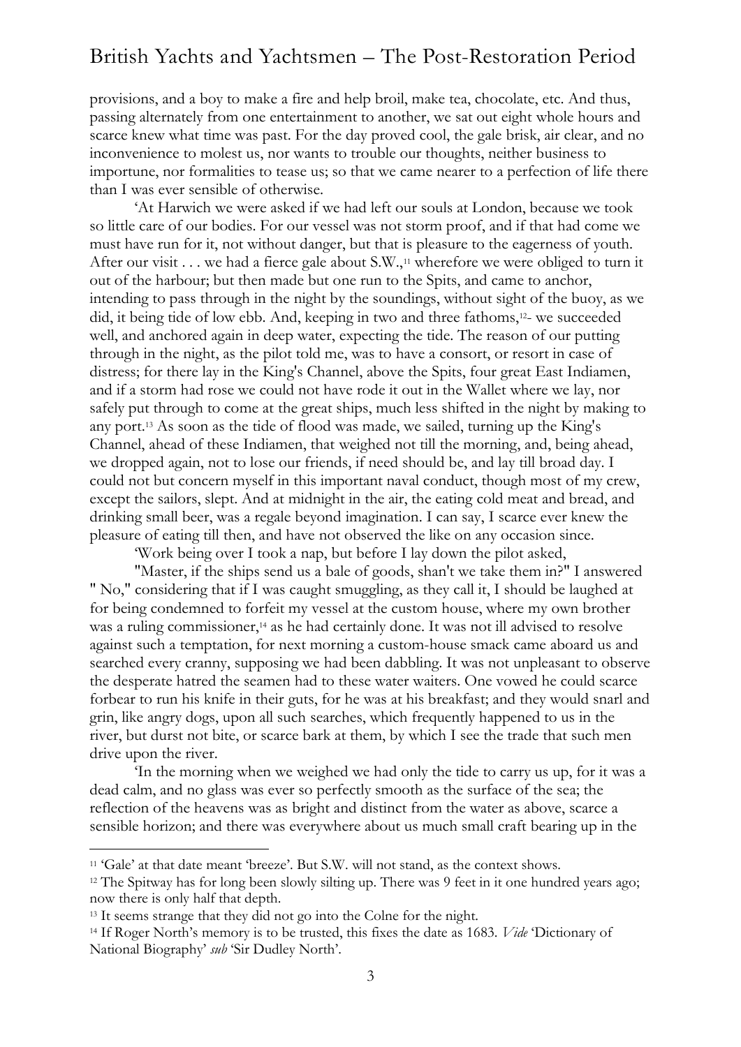provisions, and a boy to make a fire and help broil, make tea, chocolate, etc. And thus, passing alternately from one entertainment to another, we sat out eight whole hours and scarce knew what time was past. For the day proved cool, the gale brisk, air clear, and no inconvenience to molest us, nor wants to trouble our thoughts, neither business to importune, nor formalities to tease us; so that we came nearer to a perfection of life there than I was ever sensible of otherwise.

'At Harwich we were asked if we had left our souls at London, because we took so little care of our bodies. For our vessel was not storm proof, and if that had come we must have run for it, not without danger, but that is pleasure to the eagerness of youth. After our visit . . . we had a fierce gale about S.W.,[11] wherefore we were obliged to turn it out of the harbour; but then made but one run to the Spits, and came to anchor, intending to pass through in the night by the soundings, without sight of the buoy, as we did, it being tide of low ebb. And, keeping in two and three fathoms,[12]- we succeeded well, and anchored again in deep water, expecting the tide. The reason of our putting through in the night, as the pilot told me, was to have a consort, or resort in case of distress; for there lay in the King's Channel, above the Spits, four great East Indiamen, and if a storm had rose we could not have rode it out in the Wallet where we lay, nor safely put through to come at the great ships, much less shifted in the night by making to any port.[13] As soon as the tide of flood was made, we sailed, turning up the King's Channel, ahead of these Indiamen, that weighed not till the morning, and, being ahead, we dropped again, not to lose our friends, if need should be, and lay till broad day. I could not but concern myself in this important naval conduct, though most of my crew, except the sailors, slept. And at midnight in the air, the eating cold meat and bread, and drinking small beer, was a regale beyond imagination. I can say, I scarce ever knew the pleasure of eating till then, and have not observed the like on any occasion since.

'Work being over I took a nap, but before I lay down the pilot asked,

"Master, if the ships send us a bale of goods, shan't we take them in?" I answered " No," considering that if I was caught smuggling, as they call it, I should be laughed at for being condemned to forfeit my vessel at the custom house, where my own brother was a ruling commissioner,[14] as he had certainly done. It was not ill advised to resolve against such a temptation, for next morning a custom-house smack came aboard us and searched every cranny, supposing we had been dabbling. It was not unpleasant to observe the desperate hatred the seamen had to these water waiters. One vowed he could scarce forbear to run his knife in their guts, for he was at his breakfast; and they would snarl and grin, like angry dogs, upon all such searches, which frequently happened to us in the river, but durst not bite, or scarce bark at them, by which I see the trade that such men drive upon the river.

'In the morning when we weighed we had only the tide to carry us up, for it was a dead calm, and no glass was ever so perfectly smooth as the surface of the sea; the reflection of the heavens was as bright and distinct from the water as above, scarce a sensible horizon; and there was everywhere about us much small craft bearing up in the

---

[11] 'Gale' at that date meant 'breeze'. But S.W. will not stand, as the context shows.

[12] The Spitway has for long been slowly silting up. There was 9 feet in it one hundred years ago; now there is only half that depth.

[13] It seems strange that they did not go into the Colne for the night.

[14] If Roger North's memory is to be trusted, this fixes the date as 1683. *Vide* 'Dictionary of National Biography' *sub* 'Sir Dudley North'.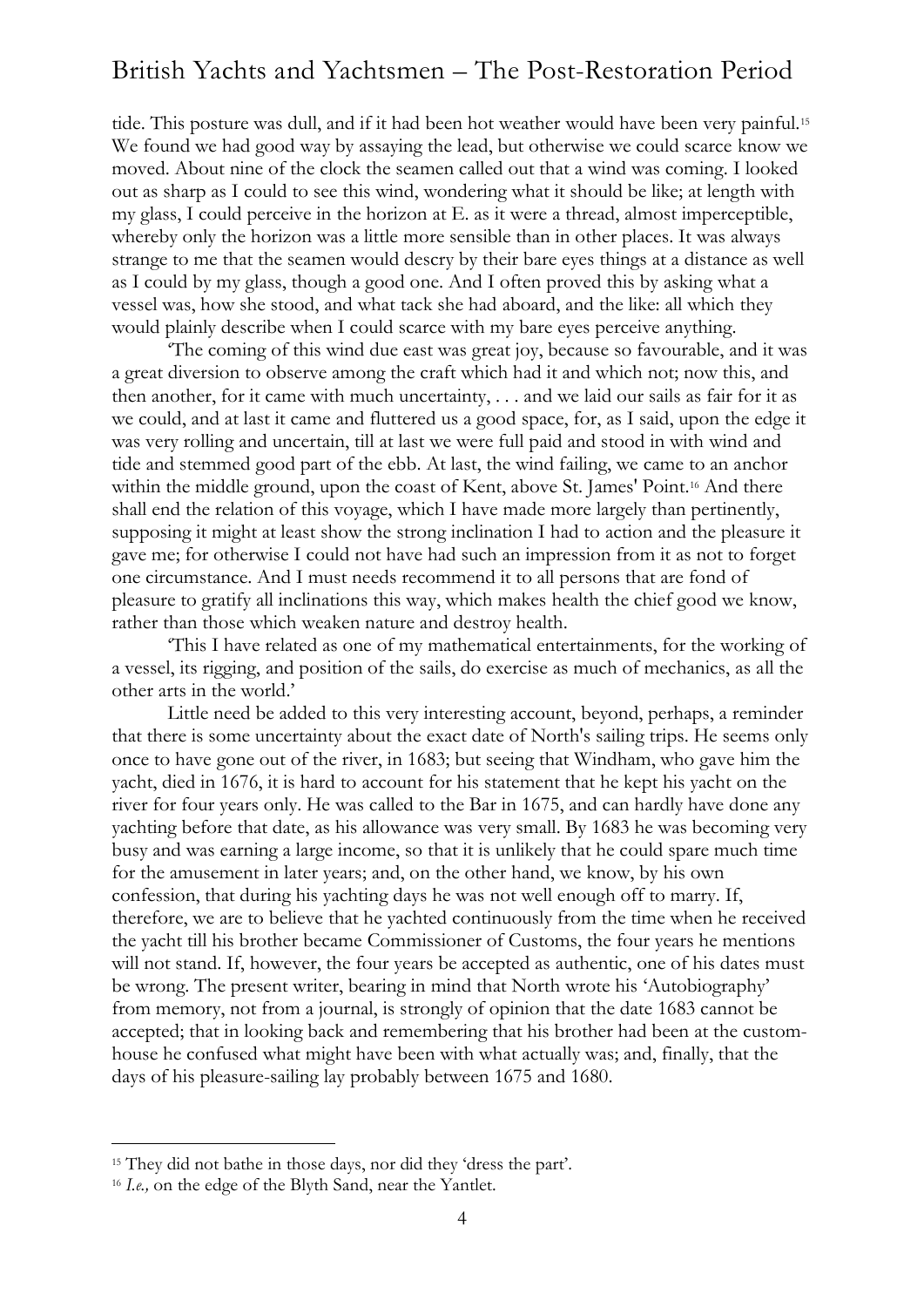tide. This posture was dull, and if it had been hot weather would have been very painful.[15] We found we had good way by assaying the lead, but otherwise we could scarce know we moved. About nine of the clock the seamen called out that a wind was coming. I looked out as sharp as I could to see this wind, wondering what it should be like; at length with my glass, I could perceive in the horizon at E. as it were a thread, almost imperceptible, whereby only the horizon was a little more sensible than in other places. It was always strange to me that the seamen would descry by their bare eyes things at a distance as well as I could by my glass, though a good one. And I often proved this by asking what a vessel was, how she stood, and what tack she had aboard, and the like: all which they would plainly describe when I could scarce with my bare eyes perceive anything.

'The coming of this wind due east was great joy, because so favourable, and it was a great diversion to observe among the craft which had it and which not; now this, and then another, for it came with much uncertainty, . . . and we laid our sails as fair for it as we could, and at last it came and fluttered us a good space, for, as I said, upon the edge it was very rolling and uncertain, till at last we were full paid and stood in with wind and tide and stemmed good part of the ebb. At last, the wind failing, we came to an anchor within the middle ground, upon the coast of Kent, above St. James' Point.[16] And there shall end the relation of this voyage, which I have made more largely than pertinently, supposing it might at least show the strong inclination I had to action and the pleasure it gave me; for otherwise I could not have had such an impression from it as not to forget one circumstance. And I must needs recommend it to all persons that are fond of pleasure to gratify all inclinations this way, which makes health the chief good we know, rather than those which weaken nature and destroy health.

'This I have related as one of my mathematical entertainments, for the working of a vessel, its rigging, and position of the sails, do exercise as much of mechanics, as all the other arts in the world.'

Little need be added to this very interesting account, beyond, perhaps, a reminder that there is some uncertainty about the exact date of North's sailing trips. He seems only once to have gone out of the river, in 1683; but seeing that Windham, who gave him the yacht, died in 1676, it is hard to account for his statement that he kept his yacht on the river for four years only. He was called to the Bar in 1675, and can hardly have done any yachting before that date, as his allowance was very small. By 1683 he was becoming very busy and was earning a large income, so that it is unlikely that he could spare much time for the amusement in later years; and, on the other hand, we know, by his own confession, that during his yachting days he was not well enough off to marry. If, therefore, we are to believe that he yachted continuously from the time when he received the yacht till his brother became Commissioner of Customs, the four years he mentions will not stand. If, however, the four years be accepted as authentic, one of his dates must be wrong. The present writer, bearing in mind that North wrote his 'Autobiography' from memory, not from a journal, is strongly of opinion that the date 1683 cannot be accepted; that in looking back and remembering that his brother had been at the custom-house he confused what might have been with what actually was; and, finally, that the days of his pleasure-sailing lay probably between 1675 and 1680.

---

[15] They did not bathe in those days, nor did they 'dress the part'.

[16] *I.e.,* on the edge of the Blyth Sand, near the Yantlet.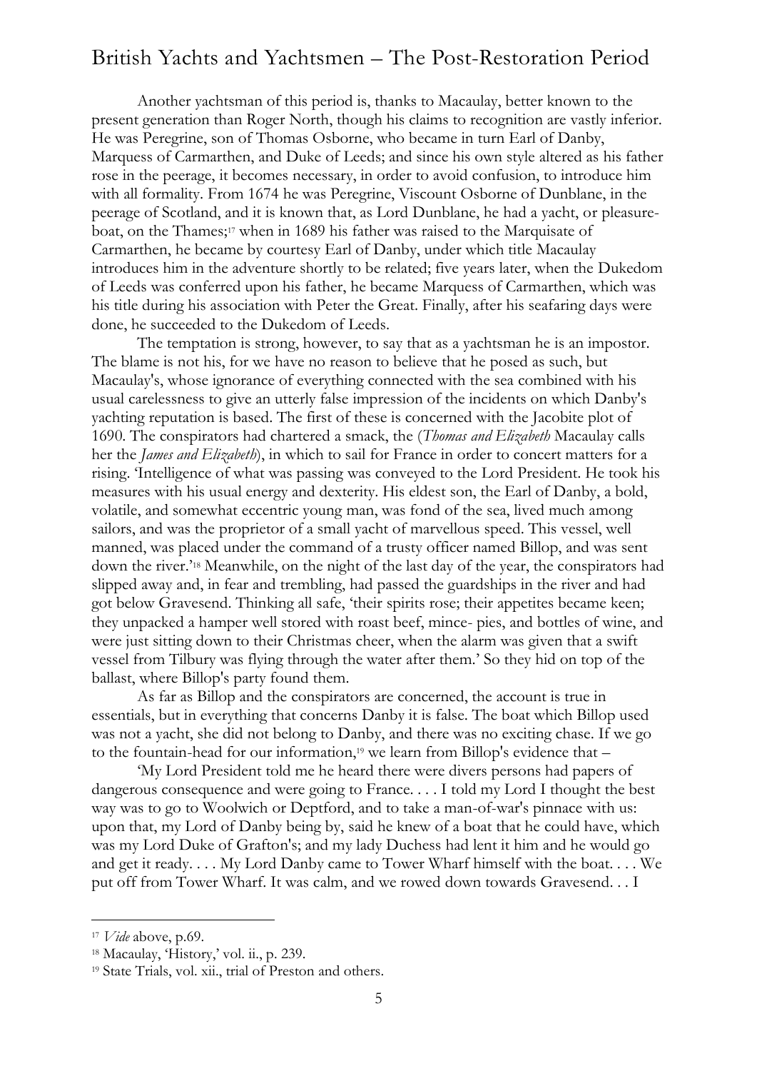Another yachtsman of this period is, thanks to Macaulay, better known to the present generation than Roger North, though his claims to recognition are vastly inferior. He was Peregrine, son of Thomas Osborne, who became in turn Earl of Danby, Marquess of Carmarthen, and Duke of Leeds; and since his own style altered as his father rose in the peerage, it becomes necessary, in order to avoid confusion, to introduce him with all formality. From 1674 he was Peregrine, Viscount Osborne of Dunblane, in the peerage of Scotland, and it is known that, as Lord Dunblane, he had a yacht, or pleasure-boat, on the Thames;[17] when in 1689 his father was raised to the Marquisate of Carmarthen, he became by courtesy Earl of Danby, under which title Macaulay introduces him in the adventure shortly to be related; five years later, when the Dukedom of Leeds was conferred upon his father, he became Marquess of Carmarthen, which was his title during his association with Peter the Great. Finally, after his seafaring days were done, he succeeded to the Dukedom of Leeds.

The temptation is strong, however, to say that as a yachtsman he is an impostor. The blame is not his, for we have no reason to believe that he posed as such, but Macaulay's, whose ignorance of everything connected with the sea combined with his usual carelessness to give an utterly false impression of the incidents on which Danby's yachting reputation is based. The first of these is concerned with the Jacobite plot of 1690. The conspirators had chartered a smack, the (*Thomas and Elizabeth* Macaulay calls her the *James and Elizabeth*), in which to sail for France in order to concert matters for a rising. 'Intelligence of what was passing was conveyed to the Lord President. He took his measures with his usual energy and dexterity. His eldest son, the Earl of Danby, a bold, volatile, and somewhat eccentric young man, was fond of the sea, lived much among sailors, and was the proprietor of a small yacht of marvellous speed. This vessel, well manned, was placed under the command of a trusty officer named Billop, and was sent down the river.'[18] Meanwhile, on the night of the last day of the year, the conspirators had slipped away and, in fear and trembling, had passed the guardships in the river and had got below Gravesend. Thinking all safe, 'their spirits rose; their appetites became keen; they unpacked a hamper well stored with roast beef, mince- pies, and bottles of wine, and were just sitting down to their Christmas cheer, when the alarm was given that a swift vessel from Tilbury was flying through the water after them.' So they hid on top of the ballast, where Billop's party found them.

As far as Billop and the conspirators are concerned, the account is true in essentials, but in everything that concerns Danby it is false. The boat which Billop used was not a yacht, she did not belong to Danby, and there was no exciting chase. If we go to the fountain-head for our information,[19] we learn from Billop's evidence that –

'My Lord President told me he heard there were divers persons had papers of dangerous consequence and were going to France. . . . I told my Lord I thought the best way was to go to Woolwich or Deptford, and to take a man-of-war's pinnace with us: upon that, my Lord of Danby being by, said he knew of a boat that he could have, which was my Lord Duke of Grafton's; and my lady Duchess had lent it him and he would go and get it ready. . . . My Lord Danby came to Tower Wharf himself with the boat. . . . We put off from Tower Wharf. It was calm, and we rowed down towards Gravesend. . . I

---

[17] *Vide* above, p.69.

[18] Macaulay, 'History,' vol. ii., p. 239.

[19] State Trials, vol. xii., trial of Preston and others.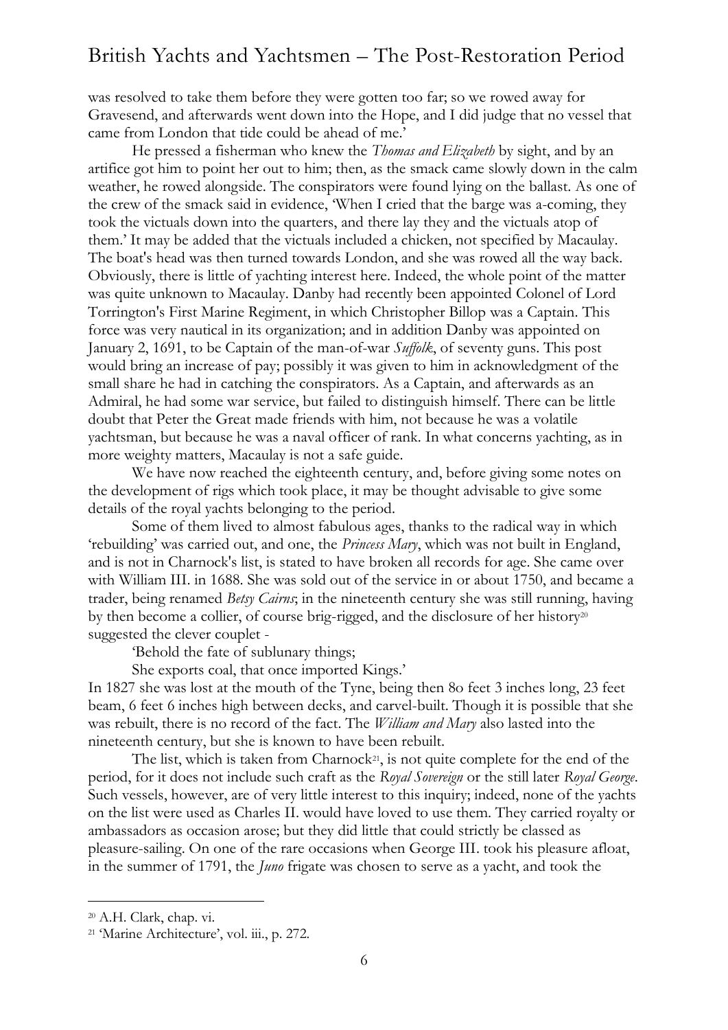was resolved to take them before they were gotten too far; so we rowed away for Gravesend, and afterwards went down into the Hope, and I did judge that no vessel that came from London that tide could be ahead of me.'

He pressed a fisherman who knew the *Thomas and Elizabeth* by sight, and by an artifice got him to point her out to him; then, as the smack came slowly down in the calm weather, he rowed alongside. The conspirators were found lying on the ballast. As one of the crew of the smack said in evidence, 'When I cried that the barge was a-coming, they took the victuals down into the quarters, and there lay they and the victuals atop of them.' It may be added that the victuals included a chicken, not specified by Macaulay. The boat's head was then turned towards London, and she was rowed all the way back. Obviously, there is little of yachting interest here. Indeed, the whole point of the matter was quite unknown to Macaulay. Danby had recently been appointed Colonel of Lord Torrington's First Marine Regiment, in which Christopher Billop was a Captain. This force was very nautical in its organization; and in addition Danby was appointed on January 2, 1691, to be Captain of the man-of-war *Suffolk*, of seventy guns. This post would bring an increase of pay; possibly it was given to him in acknowledgment of the small share he had in catching the conspirators. As a Captain, and afterwards as an Admiral, he had some war service, but failed to distinguish himself. There can be little doubt that Peter the Great made friends with him, not because he was a volatile yachtsman, but because he was a naval officer of rank. In what concerns yachting, as in more weighty matters, Macaulay is not a safe guide.

We have now reached the eighteenth century, and, before giving some notes on the development of rigs which took place, it may be thought advisable to give some details of the royal yachts belonging to the period.

Some of them lived to almost fabulous ages, thanks to the radical way in which 'rebuilding' was carried out, and one, the *Princess Mary*, which was not built in England, and is not in Charnock's list, is stated to have broken all records for age. She came over with William III. in 1688. She was sold out of the service in or about 1750, and became a trader, being renamed *Betsy Cairns*; in the nineteenth century she was still running, having by then become a collier, of course brig-rigged, and the disclosure of her history[20] suggested the clever couplet -

'Behold the fate of sublunary things;

She exports coal, that once imported Kings.'

In 1827 she was lost at the mouth of the Tyne, being then 80 feet 3 inches long, 23 feet beam, 6 feet 6 inches high between decks, and carvel-built. Though it is possible that she was rebuilt, there is no record of the fact. The *William and Mary* also lasted into the nineteenth century, but she is known to have been rebuilt.

The list, which is taken from Charnock[21], is not quite complete for the end of the period, for it does not include such craft as the *Royal Sovereign* or the still later *Royal George*. Such vessels, however, are of very little interest to this inquiry; indeed, none of the yachts on the list were used as Charles II. would have loved to use them. They carried royalty or ambassadors as occasion arose; but they did little that could strictly be classed as pleasure-sailing. On one of the rare occasions when George III. took his pleasure afloat, in the summer of 1791, the *Juno* frigate was chosen to serve as a yacht, and took the

---

[20] A.H. Clark, chap. vi.

[21] 'Marine Architecture', vol. iii., p. 272.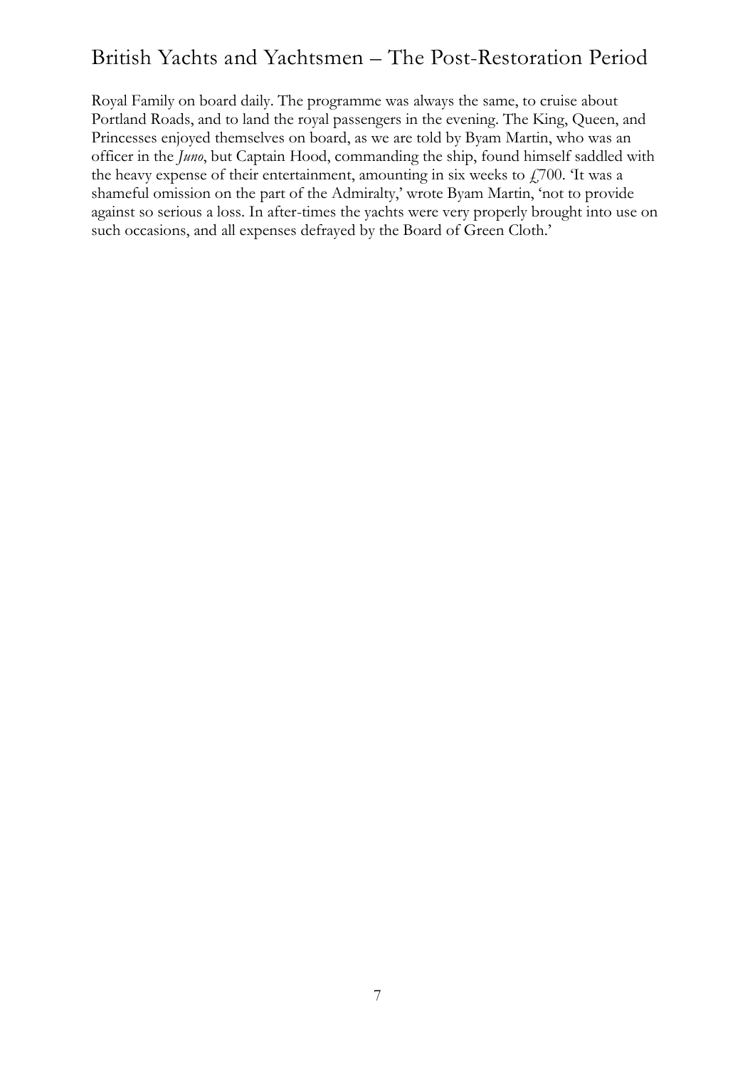Royal Family on board daily. The programme was always the same, to cruise about Portland Roads, and to land the royal passengers in the evening. The King, Queen, and Princesses enjoyed themselves on board, as we are told by Byam Martin, who was an officer in the *Juno*, but Captain Hood, commanding the ship, found himself saddled with the heavy expense of their entertainment, amounting in six weeks to £700. 'It was a shameful omission on the part of the Admiralty,' wrote Byam Martin, 'not to provide against so serious a loss. In after-times the yachts were very properly brought into use on such occasions, and all expenses defrayed by the Board of Green Cloth.'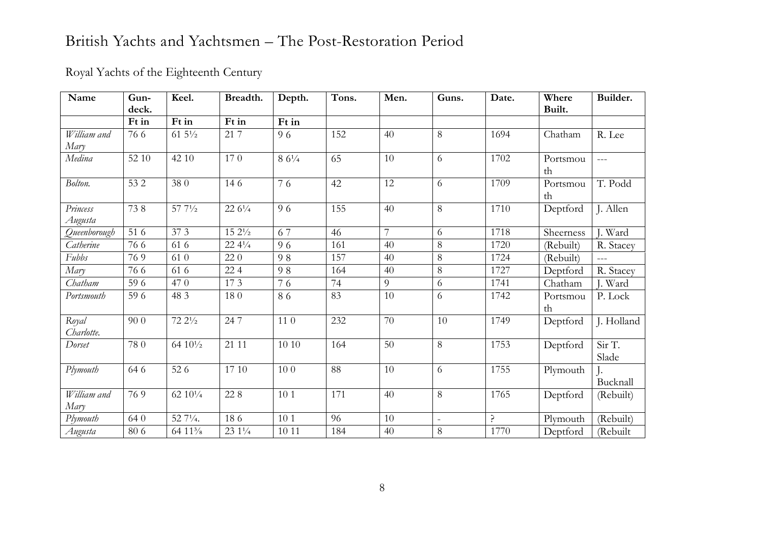# British Yachts and Yachtsmen – The Post-Restoration Period

## Royal Yachts of the Eighteenth Century

| Name | Gun-deck. | Keel. | Breadth. | Depth. | Tons. | Men. | Guns. | Date. | Where Built. | Builder. |
|---|---|---|---|---|---|---|---|---|---|---|
| | Ft in | Ft in | Ft in | Ft in | | | | | | |
| *William and Mary* | 76 6 | 61 5½ | 21 7 | 9 6 | 152 | 40 | 8 | 1694 | Chatham | R. Lee |
| *Medina* | 52 10 | 42 10 | 17 0 | 8 6¼ | 65 | 10 | 6 | 1702 | Portsmouth | --- |
| *Bolton.* | 53 2 | 38 0 | 14 6 | 7 6 | 42 | 12 | 6 | 1709 | Portsmouth | T. Podd |
| *Princess Augusta* | 73 8 | 57 7½ | 22 6¼ | 9 6 | 155 | 40 | 8 | 1710 | Deptford | J. Allen |
| *Queenborough* | 51 6 | 37 3 | 15 2½ | 6 7 | 46 | 7 | 6 | 1718 | Sheerness | J. Ward |
| *Catherine* | 76 6 | 61 6 | 22 4¼ | 9 6 | 161 | 40 | 8 | 1720 | (Rebuilt) | R. Stacey |
| *Fubbs* | 76 9 | 61 0 | 22 0 | 9 8 | 157 | 40 | 8 | 1724 | (Rebuilt) | --- |
| *Mary* | 76 6 | 61 6 | 22 4 | 9 8 | 164 | 40 | 8 | 1727 | Deptford | R. Stacey |
| *Chatham* | 59 6 | 47 0 | 17 3 | 7 6 | 74 | 9 | 6 | 1741 | Chatham | J. Ward |
| *Portsmouth* | 59 6 | 48 3 | 18 0 | 8 6 | 83 | 10 | 6 | 1742 | Portsmouth | P. Lock |
| *Royal Charlotte.* | 90 0 | 72 2½ | 24 7 | 11 0 | 232 | 70 | 10 | 1749 | Deptford | J. Holland |
| *Dorset* | 78 0 | 64 10½ | 21 11 | 10 10 | 164 | 50 | 8 | 1753 | Deptford | Sir T. Slade |
| *Plymouth* | 64 6 | 52 6 | 17 10 | 10 0 | 88 | 10 | 6 | 1755 | Plymouth | J. Bucknall |
| *William and Mary* | 76 9 | 62 10¼ | 22 8 | 10 1 | 171 | 40 | 8 | 1765 | Deptford | (Rebuilt) |
| *Plymouth* | 64 0 | 52 7¼. | 18 6 | 10 1 | 96 | 10 | - | ? | Plymouth | (Rebuilt) |
| *Augusta* | 80 6 | 64 11⅜ | 23 1¼ | 10 11 | 184 | 40 | 8 | 1770 | Deptford | (Rebuilt |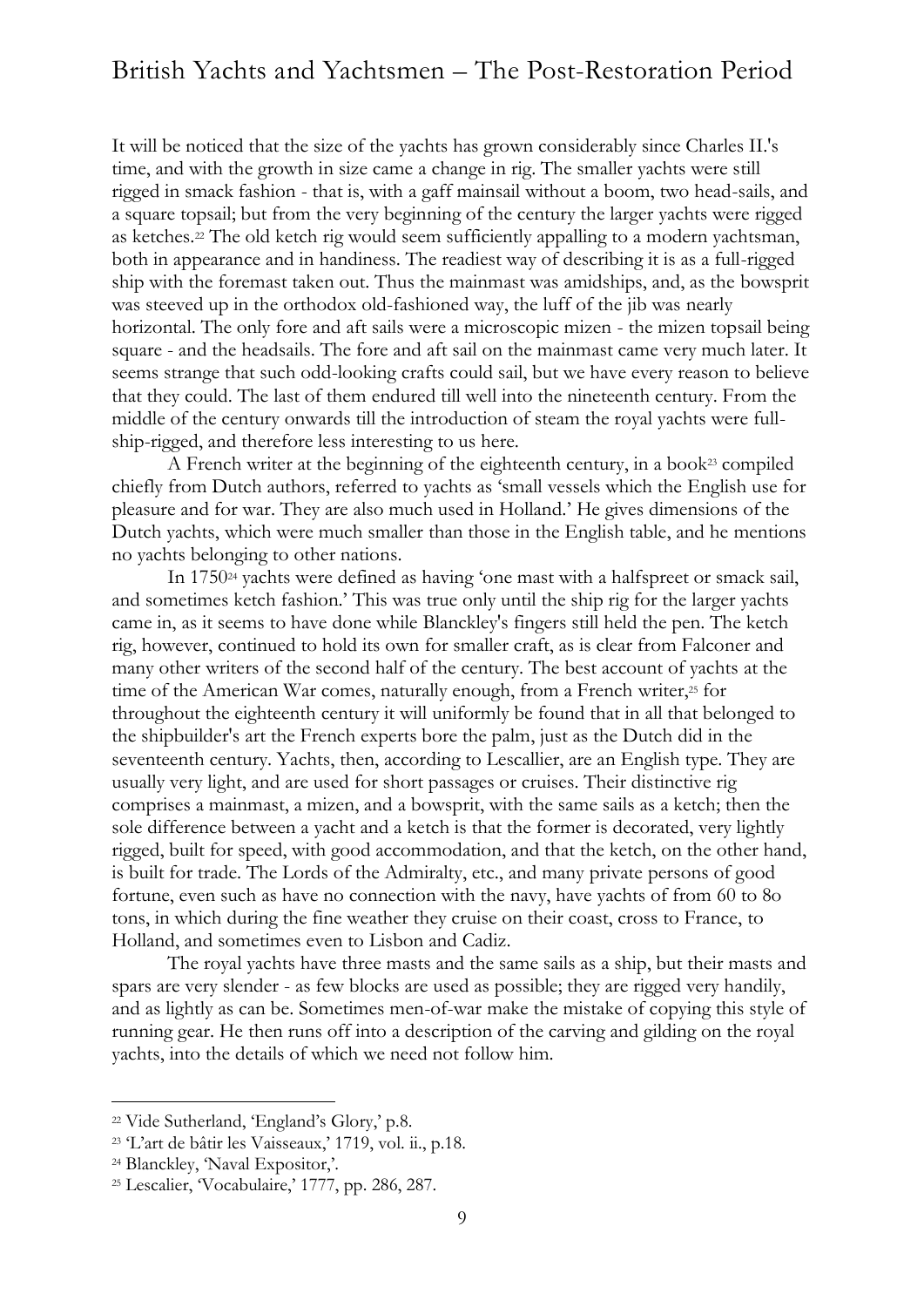It will be noticed that the size of the yachts has grown considerably since Charles II.'s time, and with the growth in size came a change in rig. The smaller yachts were still rigged in smack fashion - that is, with a gaff mainsail without a boom, two head-sails, and a square topsail; but from the very beginning of the century the larger yachts were rigged as ketches.[22] The old ketch rig would seem sufficiently appalling to a modern yachtsman, both in appearance and in handiness. The readiest way of describing it is as a full-rigged ship with the foremast taken out. Thus the mainmast was amidships, and, as the bowsprit was steeved up in the orthodox old-fashioned way, the luff of the jib was nearly horizontal. The only fore and aft sails were a microscopic mizen - the mizen topsail being square - and the headsails. The fore and aft sail on the mainmast came very much later. It seems strange that such odd-looking crafts could sail, but we have every reason to believe that they could. The last of them endured till well into the nineteenth century. From the middle of the century onwards till the introduction of steam the royal yachts were full-ship-rigged, and therefore less interesting to us here.

A French writer at the beginning of the eighteenth century, in a book[23] compiled chiefly from Dutch authors, referred to yachts as 'small vessels which the English use for pleasure and for war. They are also much used in Holland.' He gives dimensions of the Dutch yachts, which were much smaller than those in the English table, and he mentions no yachts belonging to other nations.

In 1750[24] yachts were defined as having 'one mast with a halfspreet or smack sail, and sometimes ketch fashion.' This was true only until the ship rig for the larger yachts came in, as it seems to have done while Blanckley's fingers still held the pen. The ketch rig, however, continued to hold its own for smaller craft, as is clear from Falconer and many other writers of the second half of the century. The best account of yachts at the time of the American War comes, naturally enough, from a French writer,[25] for throughout the eighteenth century it will uniformly be found that in all that belonged to the shipbuilder's art the French experts bore the palm, just as the Dutch did in the seventeenth century. Yachts, then, according to Lescallier, are an English type. They are usually very light, and are used for short passages or cruises. Their distinctive rig comprises a mainmast, a mizen, and a bowsprit, with the same sails as a ketch; then the sole difference between a yacht and a ketch is that the former is decorated, very lightly rigged, built for speed, with good accommodation, and that the ketch, on the other hand, is built for trade. The Lords of the Admiralty, etc., and many private persons of good fortune, even such as have no connection with the navy, have yachts of from 60 to 80 tons, in which during the fine weather they cruise on their coast, cross to France, to Holland, and sometimes even to Lisbon and Cadiz.

The royal yachts have three masts and the same sails as a ship, but their masts and spars are very slender - as few blocks are used as possible; they are rigged very handily, and as lightly as can be. Sometimes men-of-war make the mistake of copying this style of running gear. He then runs off into a description of the carving and gilding on the royal yachts, into the details of which we need not follow him.

---

[22] Vide Sutherland, 'England's Glory,' p.8.

[23] 'L'art de bâtir les Vaisseaux,' 1719, vol. ii., p.18.

[24] Blanckley, 'Naval Expositor,'.

[25] Lescalier, 'Vocabulaire,' 1777, pp. 286, 287.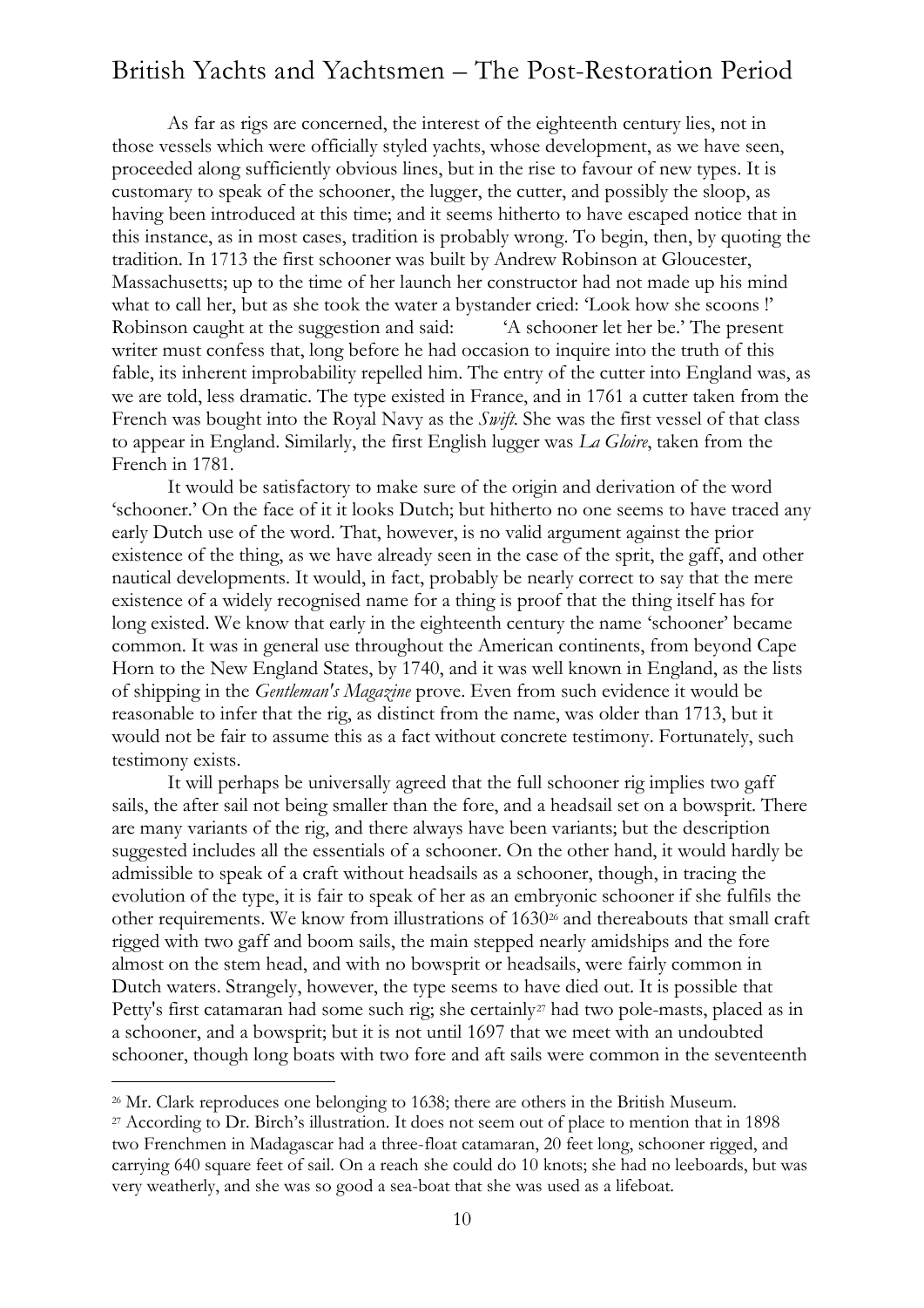As far as rigs are concerned, the interest of the eighteenth century lies, not in those vessels which were officially styled yachts, whose development, as we have seen, proceeded along sufficiently obvious lines, but in the rise to favour of new types. It is customary to speak of the schooner, the lugger, the cutter, and possibly the sloop, as having been introduced at this time; and it seems hitherto to have escaped notice that in this instance, as in most cases, tradition is probably wrong. To begin, then, by quoting the tradition. In 1713 the first schooner was built by Andrew Robinson at Gloucester, Massachusetts; up to the time of her launch her constructor had not made up his mind what to call her, but as she took the water a bystander cried: 'Look how she scoons !' Robinson caught at the suggestion and said: 'A schooner let her be.' The present writer must confess that, long before he had occasion to inquire into the truth of this fable, its inherent improbability repelled him. The entry of the cutter into England was, as we are told, less dramatic. The type existed in France, and in 1761 a cutter taken from the French was bought into the Royal Navy as the *Swift*. She was the first vessel of that class to appear in England. Similarly, the first English lugger was *La Gloire*, taken from the French in 1781.

It would be satisfactory to make sure of the origin and derivation of the word 'schooner.' On the face of it it looks Dutch; but hitherto no one seems to have traced any early Dutch use of the word. That, however, is no valid argument against the prior existence of the thing, as we have already seen in the case of the sprit, the gaff, and other nautical developments. It would, in fact, probably be nearly correct to say that the mere existence of a widely recognised name for a thing is proof that the thing itself has for long existed. We know that early in the eighteenth century the name 'schooner' became common. It was in general use throughout the American continents, from beyond Cape Horn to the New England States, by 1740, and it was well known in England, as the lists of shipping in the *Gentleman's Magazine* prove. Even from such evidence it would be reasonable to infer that the rig, as distinct from the name, was older than 1713, but it would not be fair to assume this as a fact without concrete testimony. Fortunately, such testimony exists.

It will perhaps be universally agreed that the full schooner rig implies two gaff sails, the after sail not being smaller than the fore, and a headsail set on a bowsprit. There are many variants of the rig, and there always have been variants; but the description suggested includes all the essentials of a schooner. On the other hand, it would hardly be admissible to speak of a craft without headsails as a schooner, though, in tracing the evolution of the type, it is fair to speak of her as an embryonic schooner if she fulfils the other requirements. We know from illustrations of 1630[26] and thereabouts that small craft rigged with two gaff and boom sails, the main stepped nearly amidships and the fore almost on the stem head, and with no bowsprit or headsails, were fairly common in Dutch waters. Strangely, however, the type seems to have died out. It is possible that Petty's first catamaran had some such rig; she certainly[27] had two pole-masts, placed as in a schooner, and a bowsprit; but it is not until 1697 that we meet with an undoubted schooner, though long boats with two fore and aft sails were common in the seventeenth

---

[26] Mr. Clark reproduces one belonging to 1638; there are others in the British Museum.

[27] According to Dr. Birch's illustration. It does not seem out of place to mention that in 1898 two Frenchmen in Madagascar had a three-float catamaran, 20 feet long, schooner rigged, and carrying 640 square feet of sail. On a reach she could do 10 knots; she had no leeboards, but was very weatherly, and she was so good a sea-boat that she was used as a lifeboat.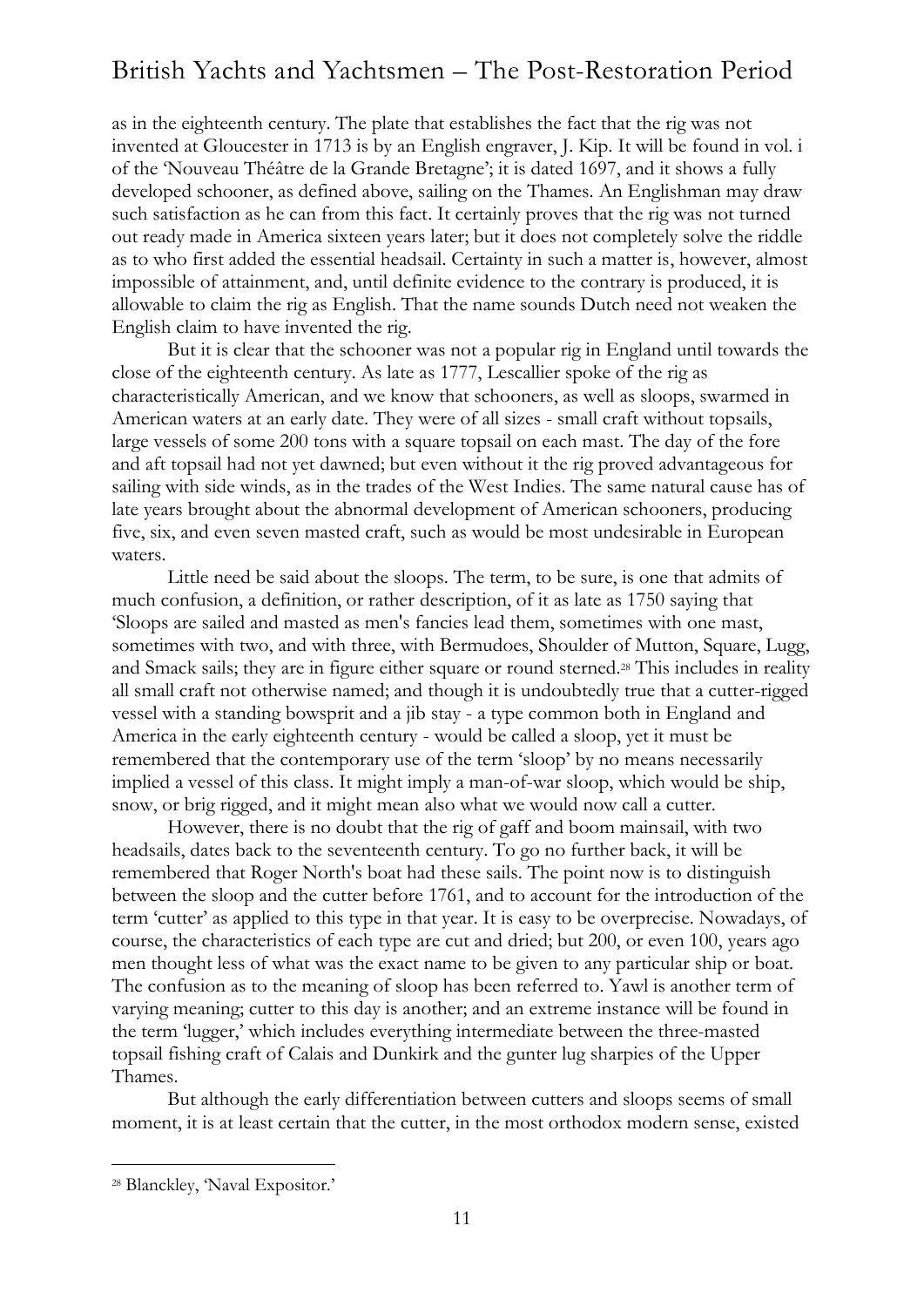as in the eighteenth century. The plate that establishes the fact that the rig was not invented at Gloucester in 1713 is by an English engraver, J. Kip. It will be found in vol. i of the 'Nouveau Théâtre de la Grande Bretagne'; it is dated 1697, and it shows a fully developed schooner, as defined above, sailing on the Thames. An Englishman may draw such satisfaction as he can from this fact. It certainly proves that the rig was not turned out ready made in America sixteen years later; but it does not completely solve the riddle as to who first added the essential headsail. Certainty in such a matter is, however, almost impossible of attainment, and, until definite evidence to the contrary is produced, it is allowable to claim the rig as English. That the name sounds Dutch need not weaken the English claim to have invented the rig.

But it is clear that the schooner was not a popular rig in England until towards the close of the eighteenth century. As late as 1777, Lescallier spoke of the rig as characteristically American, and we know that schooners, as well as sloops, swarmed in American waters at an early date. They were of all sizes - small craft without topsails, large vessels of some 200 tons with a square topsail on each mast. The day of the fore and aft topsail had not yet dawned; but even without it the rig proved advantageous for sailing with side winds, as in the trades of the West Indies. The same natural cause has of late years brought about the abnormal development of American schooners, producing five, six, and even seven masted craft, such as would be most undesirable in European waters.

Little need be said about the sloops. The term, to be sure, is one that admits of much confusion, a definition, or rather description, of it as late as 1750 saying that 'Sloops are sailed and masted as men's fancies lead them, sometimes with one mast, sometimes with two, and with three, with Bermudoes, Shoulder of Mutton, Square, Lugg, and Smack sails; they are in figure either square or round sterned.[28] This includes in reality all small craft not otherwise named; and though it is undoubtedly true that a cutter-rigged vessel with a standing bowsprit and a jib stay - a type common both in England and America in the early eighteenth century - would be called a sloop, yet it must be remembered that the contemporary use of the term 'sloop' by no means necessarily implied a vessel of this class. It might imply a man-of-war sloop, which would be ship, snow, or brig rigged, and it might mean also what we would now call a cutter.

However, there is no doubt that the rig of gaff and boom mainsail, with two headsails, dates back to the seventeenth century. To go no further back, it will be remembered that Roger North's boat had these sails. The point now is to distinguish between the sloop and the cutter before 1761, and to account for the introduction of the term 'cutter' as applied to this type in that year. It is easy to be overprecise. Nowadays, of course, the characteristics of each type are cut and dried; but 200, or even 100, years ago men thought less of what was the exact name to be given to any particular ship or boat. The confusion as to the meaning of sloop has been referred to. Yawl is another term of varying meaning; cutter to this day is another; and an extreme instance will be found in the term 'lugger,' which includes everything intermediate between the three-masted topsail fishing craft of Calais and Dunkirk and the gunter lug sharpies of the Upper Thames.

But although the early differentiation between cutters and sloops seems of small moment, it is at least certain that the cutter, in the most orthodox modern sense, existed

[28] Blanckley, 'Naval Expositor.'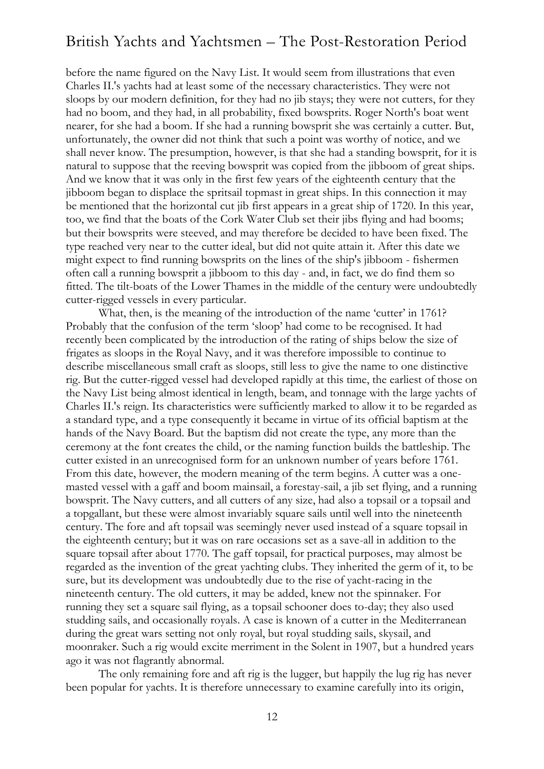before the name figured on the Navy List. It would seem from illustrations that even Charles II.'s yachts had at least some of the necessary characteristics. They were not sloops by our modern definition, for they had no jib stays; they were not cutters, for they had no boom, and they had, in all probability, fixed bowsprits. Roger North's boat went nearer, for she had a boom. If she had a running bowsprit she was certainly a cutter. But, unfortunately, the owner did not think that such a point was worthy of notice, and we shall never know. The presumption, however, is that she had a standing bowsprit, for it is natural to suppose that the reeving bowsprit was copied from the jibboom of great ships. And we know that it was only in the first few years of the eighteenth century that the jibboom began to displace the spritsail topmast in great ships. In this connection it may be mentioned that the horizontal cut jib first appears in a great ship of 1720. In this year, too, we find that the boats of the Cork Water Club set their jibs flying and had booms; but their bowsprits were steeved, and may therefore be decided to have been fixed. The type reached very near to the cutter ideal, but did not quite attain it. After this date we might expect to find running bowsprits on the lines of the ship's jibboom - fishermen often call a running bowsprit a jibboom to this day - and, in fact, we do find them so fitted. The tilt-boats of the Lower Thames in the middle of the century were undoubtedly cutter-rigged vessels in every particular.

What, then, is the meaning of the introduction of the name 'cutter' in 1761? Probably that the confusion of the term 'sloop' had come to be recognised. It had recently been complicated by the introduction of the rating of ships below the size of frigates as sloops in the Royal Navy, and it was therefore impossible to continue to describe miscellaneous small craft as sloops, still less to give the name to one distinctive rig. But the cutter-rigged vessel had developed rapidly at this time, the earliest of those on the Navy List being almost identical in length, beam, and tonnage with the large yachts of Charles II.'s reign. Its characteristics were sufficiently marked to allow it to be regarded as a standard type, and a type consequently it became in virtue of its official baptism at the hands of the Navy Board. But the baptism did not create the type, any more than the ceremony at the font creates the child, or the naming function builds the battleship. The cutter existed in an unrecognised form for an unknown number of years before 1761. From this date, however, the modern meaning of the term begins. A cutter was a one-masted vessel with a gaff and boom mainsail, a forestay-sail, a jib set flying, and a running bowsprit. The Navy cutters, and all cutters of any size, had also a topsail or a topsail and a topgallant, but these were almost invariably square sails until well into the nineteenth century. The fore and aft topsail was seemingly never used instead of a square topsail in the eighteenth century; but it was on rare occasions set as a save-all in addition to the square topsail after about 1770. The gaff topsail, for practical purposes, may almost be regarded as the invention of the great yachting clubs. They inherited the germ of it, to be sure, but its development was undoubtedly due to the rise of yacht-racing in the nineteenth century. The old cutters, it may be added, knew not the spinnaker. For running they set a square sail flying, as a topsail schooner does to-day; they also used studding sails, and occasionally royals. A case is known of a cutter in the Mediterranean during the great wars setting not only royal, but royal studding sails, skysail, and moonraker. Such a rig would excite merriment in the Solent in 1907, but a hundred years ago it was not flagrantly abnormal.

The only remaining fore and aft rig is the lugger, but happily the lug rig has never been popular for yachts. It is therefore unnecessary to examine carefully into its origin,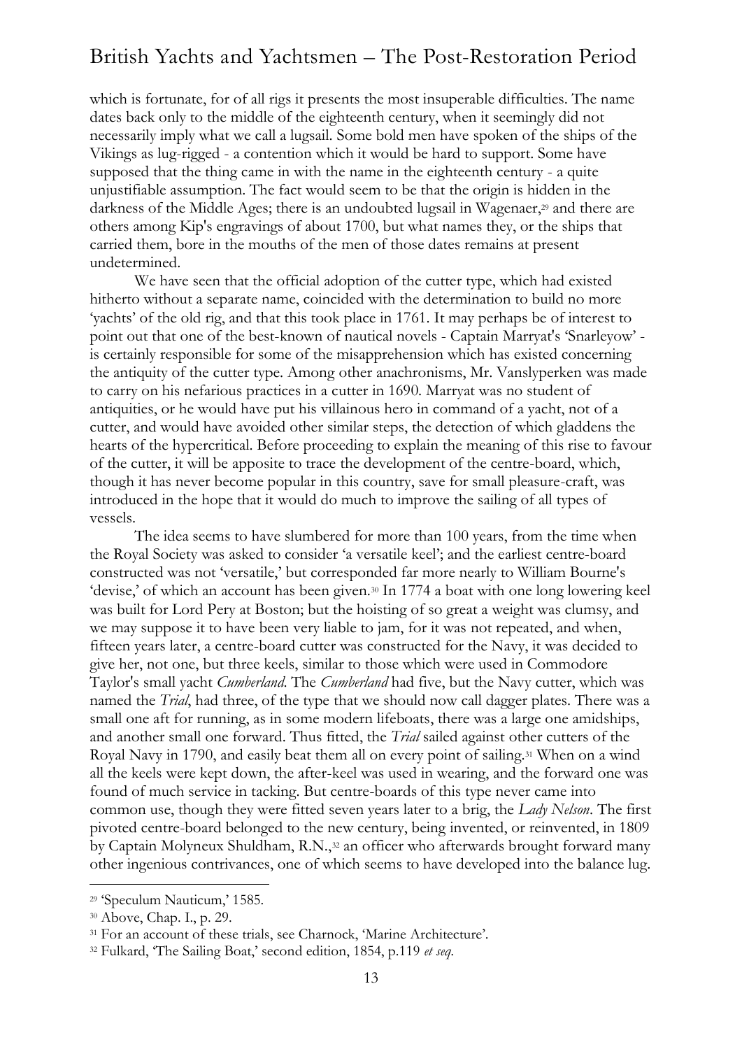which is fortunate, for of all rigs it presents the most insuperable difficulties. The name dates back only to the middle of the eighteenth century, when it seemingly did not necessarily imply what we call a lugsail. Some bold men have spoken of the ships of the Vikings as lug-rigged - a contention which it would be hard to support. Some have supposed that the thing came in with the name in the eighteenth century - a quite unjustifiable assumption. The fact would seem to be that the origin is hidden in the darkness of the Middle Ages; there is an undoubted lugsail in Wagenaer,[29] and there are others among Kip's engravings of about 1700, but what names they, or the ships that carried them, bore in the mouths of the men of those dates remains at present undetermined.

We have seen that the official adoption of the cutter type, which had existed hitherto without a separate name, coincided with the determination to build no more 'yachts' of the old rig, and that this took place in 1761. It may perhaps be of interest to point out that one of the best-known of nautical novels - Captain Marryat's 'Snarleyow' - is certainly responsible for some of the misapprehension which has existed concerning the antiquity of the cutter type. Among other anachronisms, Mr. Vanslyperken was made to carry on his nefarious practices in a cutter in 1690. Marryat was no student of antiquities, or he would have put his villainous hero in command of a yacht, not of a cutter, and would have avoided other similar steps, the detection of which gladdens the hearts of the hypercritical. Before proceeding to explain the meaning of this rise to favour of the cutter, it will be apposite to trace the development of the centre-board, which, though it has never become popular in this country, save for small pleasure-craft, was introduced in the hope that it would do much to improve the sailing of all types of vessels.

The idea seems to have slumbered for more than 100 years, from the time when the Royal Society was asked to consider 'a versatile keel'; and the earliest centre-board constructed was not 'versatile,' but corresponded far more nearly to William Bourne's 'devise,' of which an account has been given.[30] In 1774 a boat with one long lowering keel was built for Lord Pery at Boston; but the hoisting of so great a weight was clumsy, and we may suppose it to have been very liable to jam, for it was not repeated, and when, fifteen years later, a centre-board cutter was constructed for the Navy, it was decided to give her, not one, but three keels, similar to those which were used in Commodore Taylor's small yacht *Cumberland*. The *Cumberland* had five, but the Navy cutter, which was named the *Trial*, had three, of the type that we should now call dagger plates. There was a small one aft for running, as in some modern lifeboats, there was a large one amidships, and another small one forward. Thus fitted, the *Trial* sailed against other cutters of the Royal Navy in 1790, and easily beat them all on every point of sailing.[31] When on a wind all the keels were kept down, the after-keel was used in wearing, and the forward one was found of much service in tacking. But centre-boards of this type never came into common use, though they were fitted seven years later to a brig, the *Lady Nelson*. The first pivoted centre-board belonged to the new century, being invented, or reinvented, in 1809 by Captain Molyneux Shuldham, R.N.,[32] an officer who afterwards brought forward many other ingenious contrivances, one of which seems to have developed into the balance lug.

---

[29] 'Speculum Nauticum,' 1585.

[30] Above, Chap. I., p. 29.

[31] For an account of these trials, see Charnock, 'Marine Architecture'.

[32] Fulkard, 'The Sailing Boat,' second edition, 1854, p.119 *et seq.*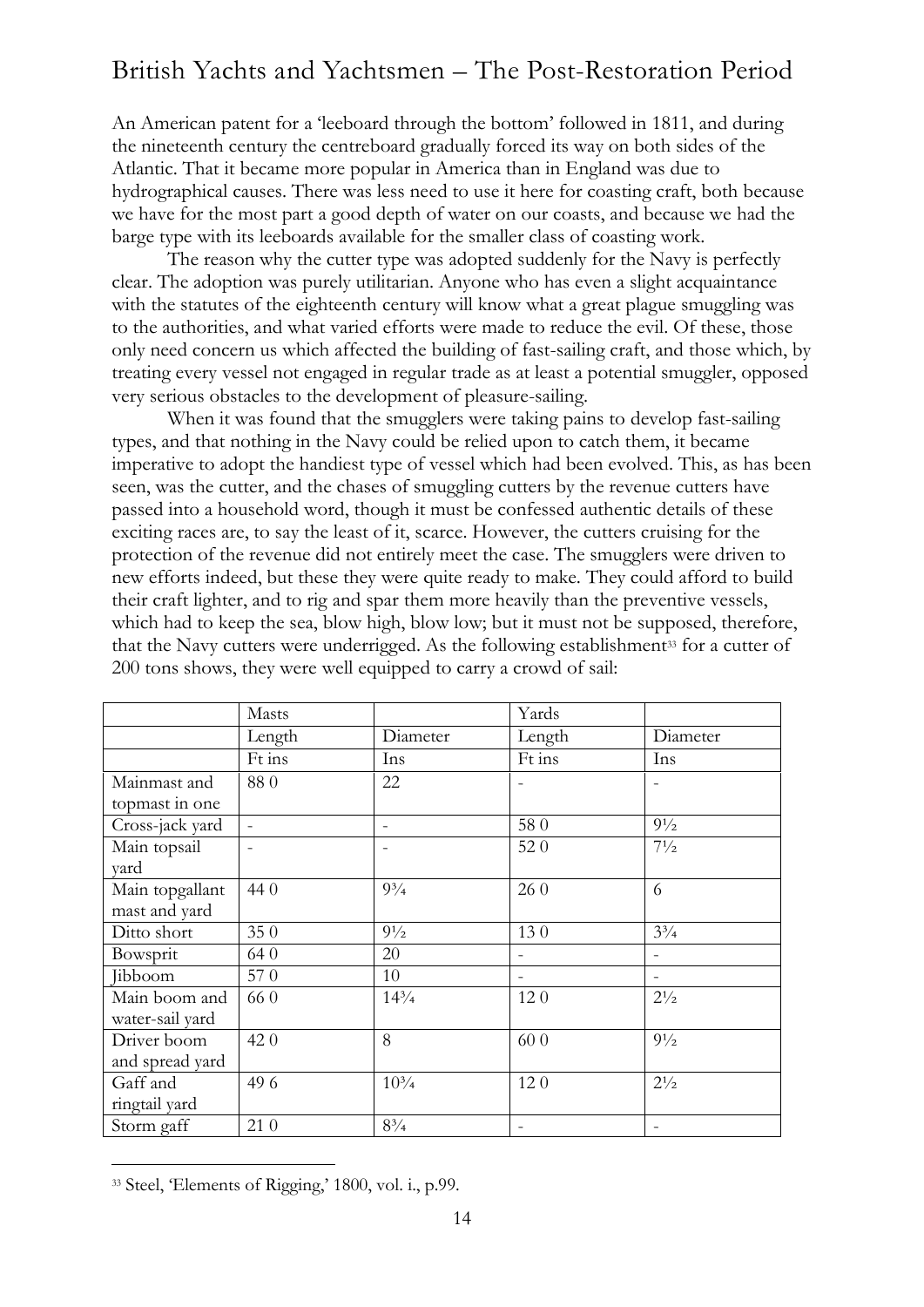An American patent for a 'leeboard through the bottom' followed in 1811, and during the nineteenth century the centreboard gradually forced its way on both sides of the Atlantic. That it became more popular in America than in England was due to hydrographical causes. There was less need to use it here for coasting craft, both because we have for the most part a good depth of water on our coasts, and because we had the barge type with its leeboards available for the smaller class of coasting work.

The reason why the cutter type was adopted suddenly for the Navy is perfectly clear. The adoption was purely utilitarian. Anyone who has even a slight acquaintance with the statutes of the eighteenth century will know what a great plague smuggling was to the authorities, and what varied efforts were made to reduce the evil. Of these, those only need concern us which affected the building of fast-sailing craft, and those which, by treating every vessel not engaged in regular trade as at least a potential smuggler, opposed very serious obstacles to the development of pleasure-sailing.

When it was found that the smugglers were taking pains to develop fast-sailing types, and that nothing in the Navy could be relied upon to catch them, it became imperative to adopt the handiest type of vessel which had been evolved. This, as has been seen, was the cutter, and the chases of smuggling cutters by the revenue cutters have passed into a household word, though it must be confessed authentic details of these exciting races are, to say the least of it, scarce. However, the cutters cruising for the protection of the revenue did not entirely meet the case. The smugglers were driven to new efforts indeed, but these they were quite ready to make. They could afford to build their craft lighter, and to rig and spar them more heavily than the preventive vessels, which had to keep the sea, blow high, blow low; but it must not be supposed, therefore, that the Navy cutters were underrigged. As the following establishment[33] for a cutter of 200 tons shows, they were well equipped to carry a crowd of sail:

| | Masts | | Yards | |
|---|---|---|---|---|
| | Length | Diameter | Length | Diameter |
| | Ft ins | Ins | Ft ins | Ins |
| Mainmast and topmast in one | 88 0 | 22 | - | - |
| Cross-jack yard | - | - | 58 0 | 9½ |
| Main topsail yard | - | - | 52 0 | 7½ |
| Main topgallant mast and yard | 44 0 | 9¾ | 26 0 | 6 |
| Ditto short | 35 0 | 9½ | 13 0 | 3¾ |
| Bowsprit | 64 0 | 20 | - | - |
| Jibboom | 57 0 | 10 | - | - |
| Main boom and water-sail yard | 66 0 | 14¾ | 12 0 | 2½ |
| Driver boom and spread yard | 42 0 | 8 | 60 0 | 9½ |
| Gaff and ringtail yard | 49 6 | 10¾ | 12 0 | 2½ |
| Storm gaff | 21 0 | 8¾ | - | - |

[33] Steel, 'Elements of Rigging,' 1800, vol. i., p.99.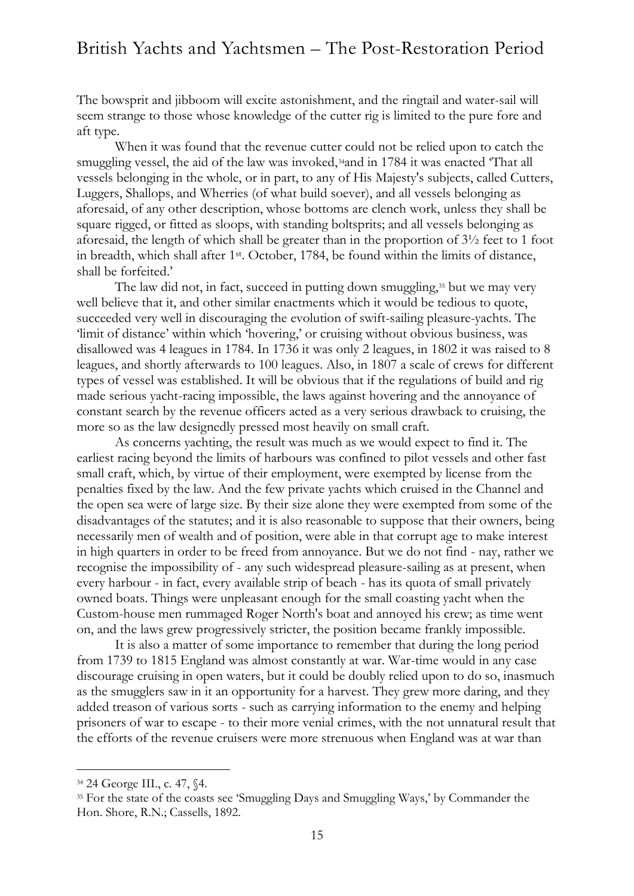The bowsprit and jibboom will excite astonishment, and the ringtail and water-sail will seem strange to those whose knowledge of the cutter rig is limited to the pure fore and aft type.

When it was found that the revenue cutter could not be relied upon to catch the smuggling vessel, the aid of the law was invoked,[34]and in 1784 it was enacted 'That all vessels belonging in the whole, or in part, to any of His Majesty's subjects, called Cutters, Luggers, Shallops, and Wherries (of what build soever), and all vessels belonging as aforesaid, of any other description, whose bottoms are clench work, unless they shall be square rigged, or fitted as sloops, with standing boltsprits; and all vessels belonging as aforesaid, the length of which shall be greater than in the proportion of 3½ feet to 1 foot in breadth, which shall after 1st. October, 1784, be found within the limits of distance, shall be forfeited.'

The law did not, in fact, succeed in putting down smuggling,[35] but we may very well believe that it, and other similar enactments which it would be tedious to quote, succeeded very well in discouraging the evolution of swift-sailing pleasure-yachts. The 'limit of distance' within which 'hovering,' or cruising without obvious business, was disallowed was 4 leagues in 1784. In 1736 it was only 2 leagues, in 1802 it was raised to 8 leagues, and shortly afterwards to 100 leagues. Also, in 1807 a scale of crews for different types of vessel was established. It will be obvious that if the regulations of build and rig made serious yacht-racing impossible, the laws against hovering and the annoyance of constant search by the revenue officers acted as a very serious drawback to cruising, the more so as the law designedly pressed most heavily on small craft.

As concerns yachting, the result was much as we would expect to find it. The earliest racing beyond the limits of harbours was confined to pilot vessels and other fast small craft, which, by virtue of their employment, were exempted by license from the penalties fixed by the law. And the few private yachts which cruised in the Channel and the open sea were of large size. By their size alone they were exempted from some of the disadvantages of the statutes; and it is also reasonable to suppose that their owners, being necessarily men of wealth and of position, were able in that corrupt age to make interest in high quarters in order to be freed from annoyance. But we do not find - nay, rather we recognise the impossibility of - any such widespread pleasure-sailing as at present, when every harbour - in fact, every available strip of beach - has its quota of small privately owned boats. Things were unpleasant enough for the small coasting yacht when the Custom-house men rummaged Roger North's boat and annoyed his crew; as time went on, and the laws grew progressively stricter, the position became frankly impossible.

It is also a matter of some importance to remember that during the long period from 1739 to 1815 England was almost constantly at war. War-time would in any case discourage cruising in open waters, but it could be doubly relied upon to do so, inasmuch as the smugglers saw in it an opportunity for a harvest. They grew more daring, and they added treason of various sorts - such as carrying information to the enemy and helping prisoners of war to escape - to their more venial crimes, with the not unnatural result that the efforts of the revenue cruisers were more strenuous when England was at war than

---

[34] 24 George III., c. 47, §4.

[35] For the state of the coasts see 'Smuggling Days and Smuggling Ways,' by Commander the Hon. Shore, R.N.; Cassells, 1892.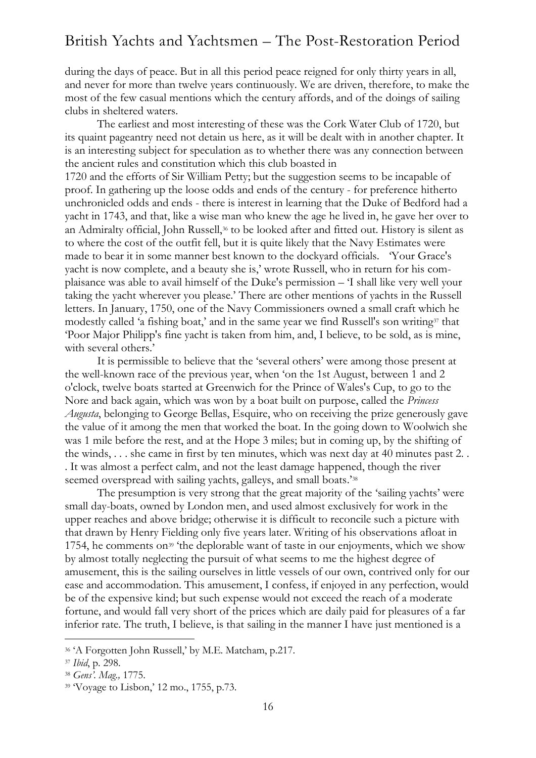during the days of peace. But in all this period peace reigned for only thirty years in all, and never for more than twelve years continuously. We are driven, therefore, to make the most of the few casual mentions which the century affords, and of the doings of sailing clubs in sheltered waters.

The earliest and most interesting of these was the Cork Water Club of 1720, but its quaint pageantry need not detain us here, as it will be dealt with in another chapter. It is an interesting subject for speculation as to whether there was any connection between the ancient rules and constitution which this club boasted in 1720 and the efforts of Sir William Petty; but the suggestion seems to be incapable of proof. In gathering up the loose odds and ends of the century - for preference hitherto unchronicled odds and ends - there is interest in learning that the Duke of Bedford had a yacht in 1743, and that, like a wise man who knew the age he lived in, he gave her over to an Admiralty official, John Russell,[36] to be looked after and fitted out. History is silent as to where the cost of the outfit fell, but it is quite likely that the Navy Estimates were made to bear it in some manner best known to the dockyard officials. 'Your Grace's yacht is now complete, and a beauty she is,' wrote Russell, who in return for his com-plaisance was able to avail himself of the Duke's permission – 'I shall like very well your taking the yacht wherever you please.' There are other mentions of yachts in the Russell letters. In January, 1750, one of the Navy Commissioners owned a small craft which he modestly called 'a fishing boat,' and in the same year we find Russell's son writing[37] that 'Poor Major Philipp's fine yacht is taken from him, and, I believe, to be sold, as is mine, with several others.'

It is permissible to believe that the 'several others' were among those present at the well-known race of the previous year, when 'on the 1st August, between 1 and 2 o'clock, twelve boats started at Greenwich for the Prince of Wales's Cup, to go to the Nore and back again, which was won by a boat built on purpose, called the *Princess Augusta*, belonging to George Bellas, Esquire, who on receiving the prize generously gave the value of it among the men that worked the boat. In the going down to Woolwich she was 1 mile before the rest, and at the Hope 3 miles; but in coming up, by the shifting of the winds, . . . she came in first by ten minutes, which was next day at 40 minutes past 2. . . It was almost a perfect calm, and not the least damage happened, though the river seemed overspread with sailing yachts, galleys, and small boats.'[38]

The presumption is very strong that the great majority of the 'sailing yachts' were small day-boats, owned by London men, and used almost exclusively for work in the upper reaches and above bridge; otherwise it is difficult to reconcile such a picture with that drawn by Henry Fielding only five years later. Writing of his observations afloat in 1754, he comments on[39] 'the deplorable want of taste in our enjoyments, which we show by almost totally neglecting the pursuit of what seems to me the highest degree of amusement, this is the sailing ourselves in little vessels of our own, contrived only for our ease and accommodation. This amusement, I confess, if enjoyed in any perfection, would be of the expensive kind; but such expense would not exceed the reach of a moderate fortune, and would fall very short of the prices which are daily paid for pleasures of a far inferior rate. The truth, I believe, is that sailing in the manner I have just mentioned is a

---

[36] 'A Forgotten John Russell,' by M.E. Matcham, p.217.

[37] *Ibid*, p. 298.

[38] *Gens'. Mag.,* 1775.

[39] 'Voyage to Lisbon,' 12 mo., 1755, p.73.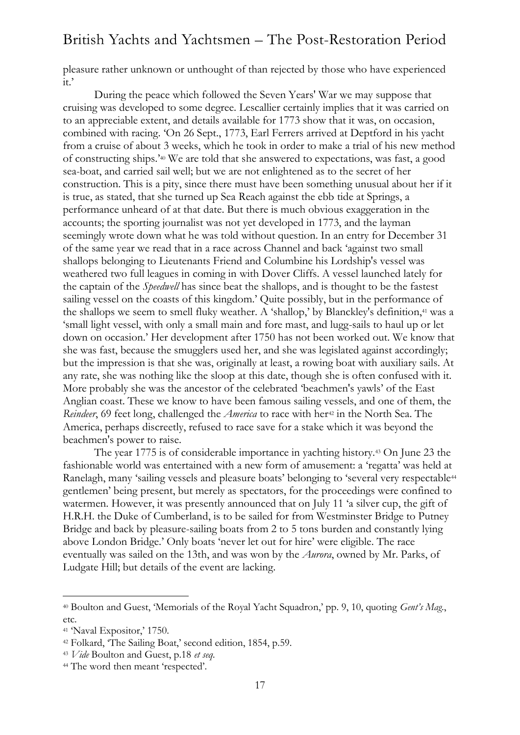pleasure rather unknown or unthought of than rejected by those who have experienced it.'

During the peace which followed the Seven Years' War we may suppose that cruising was developed to some degree. Lescallier certainly implies that it was carried on to an appreciable extent, and details available for 1773 show that it was, on occasion, combined with racing. 'On 26 Sept., 1773, Earl Ferrers arrived at Deptford in his yacht from a cruise of about 3 weeks, which he took in order to make a trial of his new method of constructing ships.'[40] We are told that she answered to expectations, was fast, a good sea-boat, and carried sail well; but we are not enlightened as to the secret of her construction. This is a pity, since there must have been something unusual about her if it is true, as stated, that she turned up Sea Reach against the ebb tide at Springs, a performance unheard of at that date. But there is much obvious exaggeration in the accounts; the sporting journalist was not yet developed in 1773, and the layman seemingly wrote down what he was told without question. In an entry for December 31 of the same year we read that in a race across Channel and back 'against two small shallops belonging to Lieutenants Friend and Columbine his Lordship's vessel was weathered two full leagues in coming in with Dover Cliffs. A vessel launched lately for the captain of the *Speedwell* has since beat the shallops, and is thought to be the fastest sailing vessel on the coasts of this kingdom.' Quite possibly, but in the performance of the shallops we seem to smell fluky weather. A 'shallop,' by Blanckley's definition,[41] was a 'small light vessel, with only a small main and fore mast, and lugg-sails to haul up or let down on occasion.' Her development after 1750 has not been worked out. We know that she was fast, because the smugglers used her, and she was legislated against accordingly; but the impression is that she was, originally at least, a rowing boat with auxiliary sails. At any rate, she was nothing like the sloop at this date, though she is often confused with it. More probably she was the ancestor of the celebrated 'beachmen's yawls' of the East Anglian coast. These we know to have been famous sailing vessels, and one of them, the *Reindeer*, 69 feet long, challenged the *America* to race with her[42] in the North Sea. The America, perhaps discreetly, refused to race save for a stake which it was beyond the beachmen's power to raise.

The year 1775 is of considerable importance in yachting history.[43] On June 23 the fashionable world was entertained with a new form of amusement: a 'regatta' was held at Ranelagh, many 'sailing vessels and pleasure boats' belonging to 'several very respectable[44] gentlemen' being present, but merely as spectators, for the proceedings were confined to watermen. However, it was presently announced that on July 11 'a silver cup, the gift of H.R.H. the Duke of Cumberland, is to be sailed for from Westminster Bridge to Putney Bridge and back by pleasure-sailing boats from 2 to 5 tons burden and constantly lying above London Bridge.' Only boats 'never let out for hire' were eligible. The race eventually was sailed on the 13th, and was won by the *Aurora*, owned by Mr. Parks, of Ludgate Hill; but details of the event are lacking.

---

[40] Boulton and Guest, 'Memorials of the Royal Yacht Squadron,' pp. 9, 10, quoting *Gent's Mag.*, etc.

[41] 'Naval Expositor,' 1750.

[42] Folkard, 'The Sailing Boat,' second edition, 1854, p.59.

[43] *Vide* Boulton and Guest, p.18 *et seq.*

[44] The word then meant 'respected'.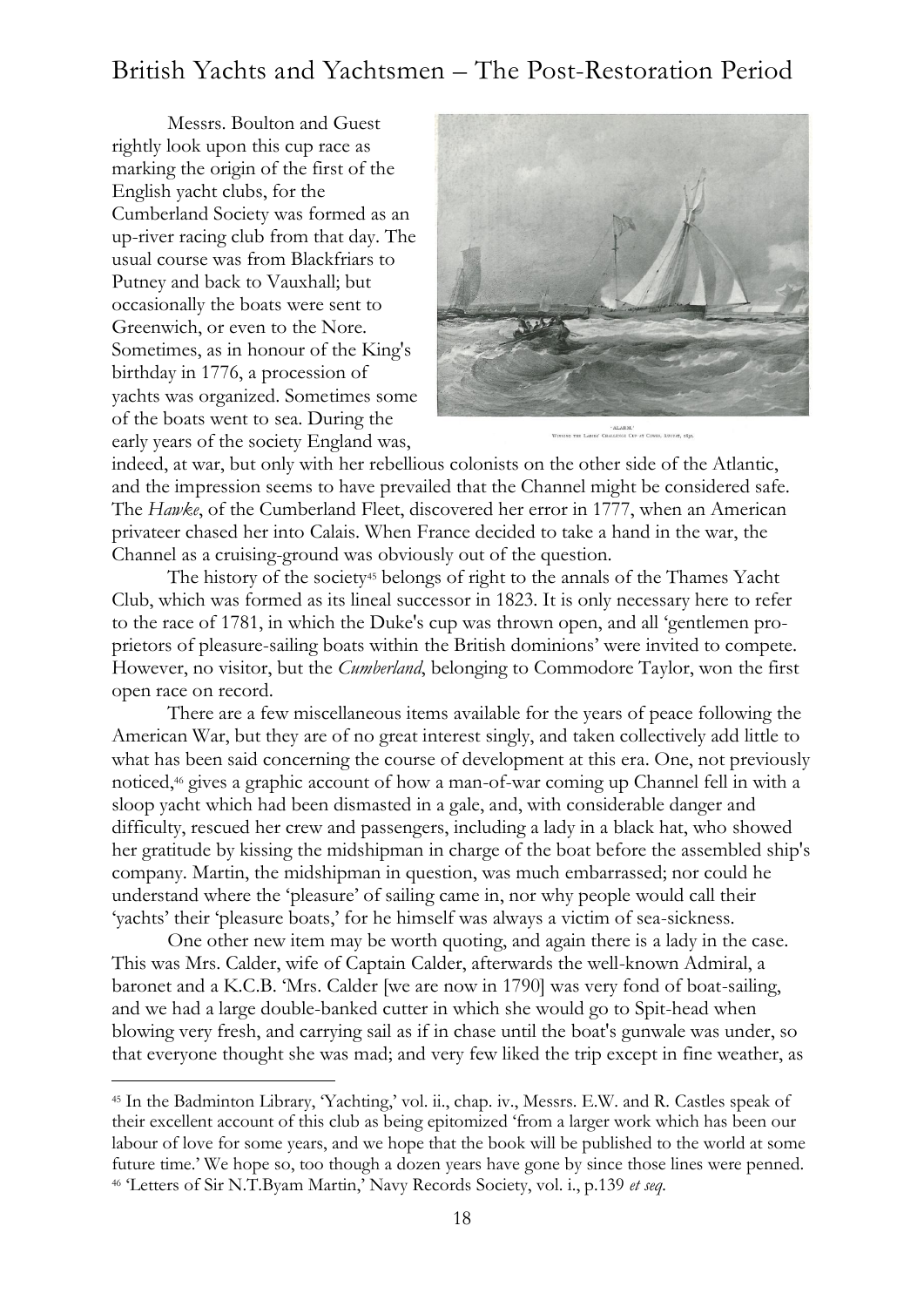Messrs. Boulton and Guest rightly look upon this cup race as marking the origin of the first of the English yacht clubs, for the Cumberland Society was formed as an up-river racing club from that day. The usual course was from Blackfriars to Putney and back to Vauxhall; but occasionally the boats were sent to Greenwich, or even to the Nore. Sometimes, as in honour of the King's birthday in 1776, a procession of yachts was organized. Sometimes some of the boats went to sea. During the early years of the society England was, indeed, at war, but only with her rebellious colonists on the other side of the Atlantic, and the impression seems to have prevailed that the Channel might be considered safe. The *Hawke*, of the Cumberland Fleet, discovered her error in 1777, when an American privateer chased her into Calais. When France decided to take a hand in the war, the Channel as a cruising-ground was obviously out of the question.

'ALARM.'
WINNING THE LADIES' CHALLENGE CUP AT COWES, AUGUST, 1830.

The history of the society[45] belongs of right to the annals of the Thames Yacht Club, which was formed as its lineal successor in 1823. It is only necessary here to refer to the race of 1781, in which the Duke's cup was thrown open, and all 'gentlemen proprietors of pleasure-sailing boats within the British dominions' were invited to compete. However, no visitor, but the *Cumberland*, belonging to Commodore Taylor, won the first open race on record.

There are a few miscellaneous items available for the years of peace following the American War, but they are of no great interest singly, and taken collectively add little to what has been said concerning the course of development at this era. One, not previously noticed,[46] gives a graphic account of how a man-of-war coming up Channel fell in with a sloop yacht which had been dismasted in a gale, and, with considerable danger and difficulty, rescued her crew and passengers, including a lady in a black hat, who showed her gratitude by kissing the midshipman in charge of the boat before the assembled ship's company. Martin, the midshipman in question, was much embarrassed; nor could he understand where the 'pleasure' of sailing came in, nor why people would call their 'yachts' their 'pleasure boats,' for he himself was always a victim of sea-sickness.

One other new item may be worth quoting, and again there is a lady in the case. This was Mrs. Calder, wife of Captain Calder, afterwards the well-known Admiral, a baronet and a K.C.B. 'Mrs. Calder [we are now in 1790] was very fond of boat-sailing, and we had a large double-banked cutter in which she would go to Spit-head when blowing very fresh, and carrying sail as if in chase until the boat's gunwale was under, so that everyone thought she was mad; and very few liked the trip except in fine weather, as

---

[45] In the Badminton Library, 'Yachting,' vol. ii., chap. iv., Messrs. E.W. and R. Castles speak of their excellent account of this club as being epitomized 'from a larger work which has been our labour of love for some years, and we hope that the book will be published to the world at some future time.' We hope so, too though a dozen years have gone by since those lines were penned.

[46] 'Letters of Sir N.T.Byam Martin,' Navy Records Society, vol. i., p.139 *et seq*.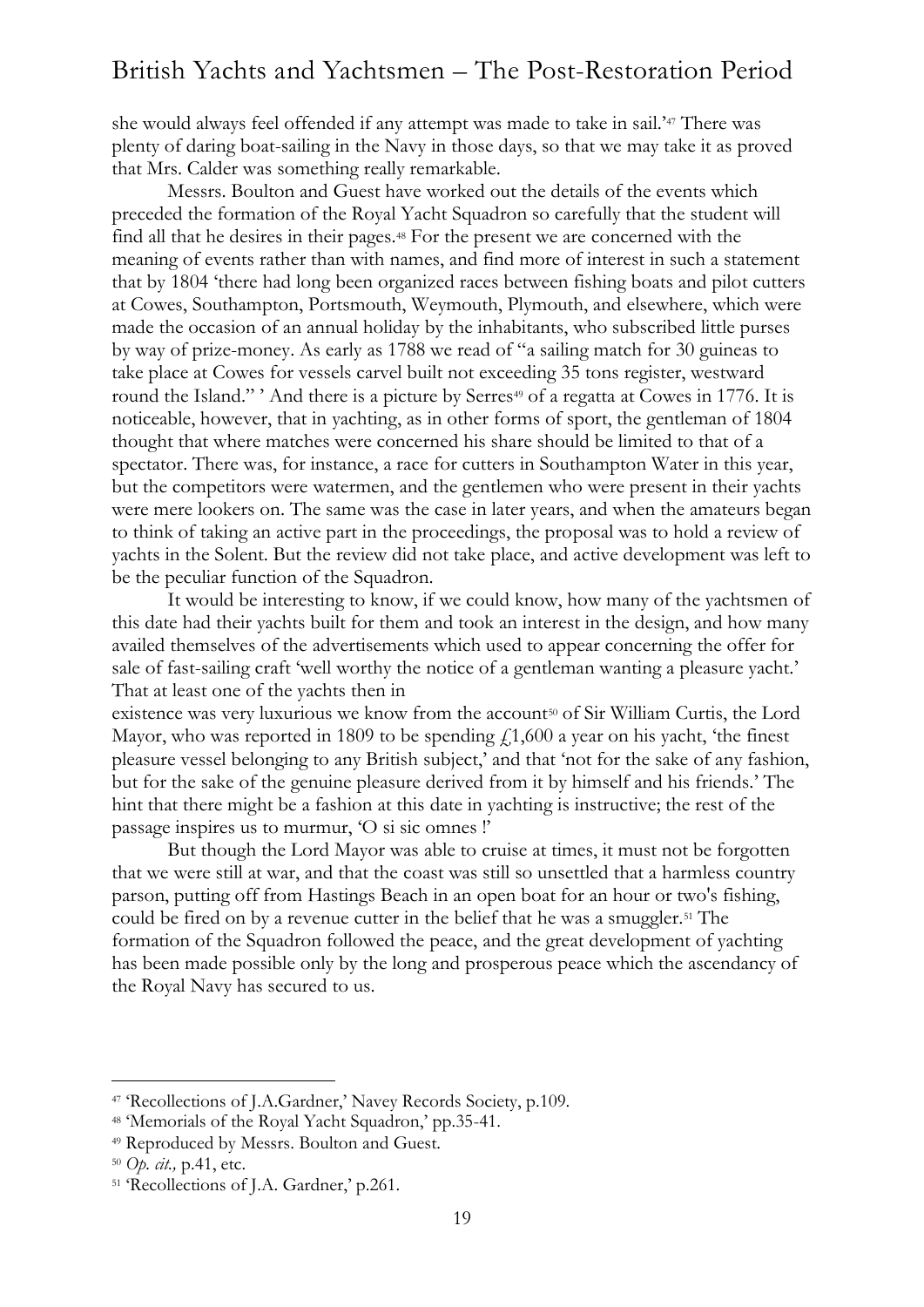she would always feel offended if any attempt was made to take in sail.'[47] There was plenty of daring boat-sailing in the Navy in those days, so that we may take it as proved that Mrs. Calder was something really remarkable.

Messrs. Boulton and Guest have worked out the details of the events which preceded the formation of the Royal Yacht Squadron so carefully that the student will find all that he desires in their pages.[48] For the present we are concerned with the meaning of events rather than with names, and find more of interest in such a statement that by 1804 'there had long been organized races between fishing boats and pilot cutters at Cowes, Southampton, Portsmouth, Weymouth, Plymouth, and elsewhere, which were made the occasion of an annual holiday by the inhabitants, who subscribed little purses by way of prize-money. As early as 1788 we read of "a sailing match for 30 guineas to take place at Cowes for vessels carvel built not exceeding 35 tons register, westward round the Island." ' And there is a picture by Serres[49] of a regatta at Cowes in 1776. It is noticeable, however, that in yachting, as in other forms of sport, the gentleman of 1804 thought that where matches were concerned his share should be limited to that of a spectator. There was, for instance, a race for cutters in Southampton Water in this year, but the competitors were watermen, and the gentlemen who were present in their yachts were mere lookers on. The same was the case in later years, and when the amateurs began to think of taking an active part in the proceedings, the proposal was to hold a review of yachts in the Solent. But the review did not take place, and active development was left to be the peculiar function of the Squadron.

It would be interesting to know, if we could know, how many of the yachtsmen of this date had their yachts built for them and took an interest in the design, and how many availed themselves of the advertisements which used to appear concerning the offer for sale of fast-sailing craft 'well worthy the notice of a gentleman wanting a pleasure yacht.' That at least one of the yachts then in existence was very luxurious we know from the account[50] of Sir William Curtis, the Lord Mayor, who was reported in 1809 to be spending £1,600 a year on his yacht, 'the finest pleasure vessel belonging to any British subject,' and that 'not for the sake of any fashion, but for the sake of the genuine pleasure derived from it by himself and his friends.' The hint that there might be a fashion at this date in yachting is instructive; the rest of the passage inspires us to murmur, 'O si sic omnes !'

But though the Lord Mayor was able to cruise at times, it must not be forgotten that we were still at war, and that the coast was still so unsettled that a harmless country parson, putting off from Hastings Beach in an open boat for an hour or two's fishing, could be fired on by a revenue cutter in the belief that he was a smuggler.[51] The formation of the Squadron followed the peace, and the great development of yachting has been made possible only by the long and prosperous peace which the ascendancy of the Royal Navy has secured to us.

---

[47] 'Recollections of J.A.Gardner,' Navey Records Society, p.109.

[48] 'Memorials of the Royal Yacht Squadron,' pp.35-41.

[49] Reproduced by Messrs. Boulton and Guest.

[50] *Op. cit.,* p.41, etc.

[51] 'Recollections of J.A. Gardner,' p.261.